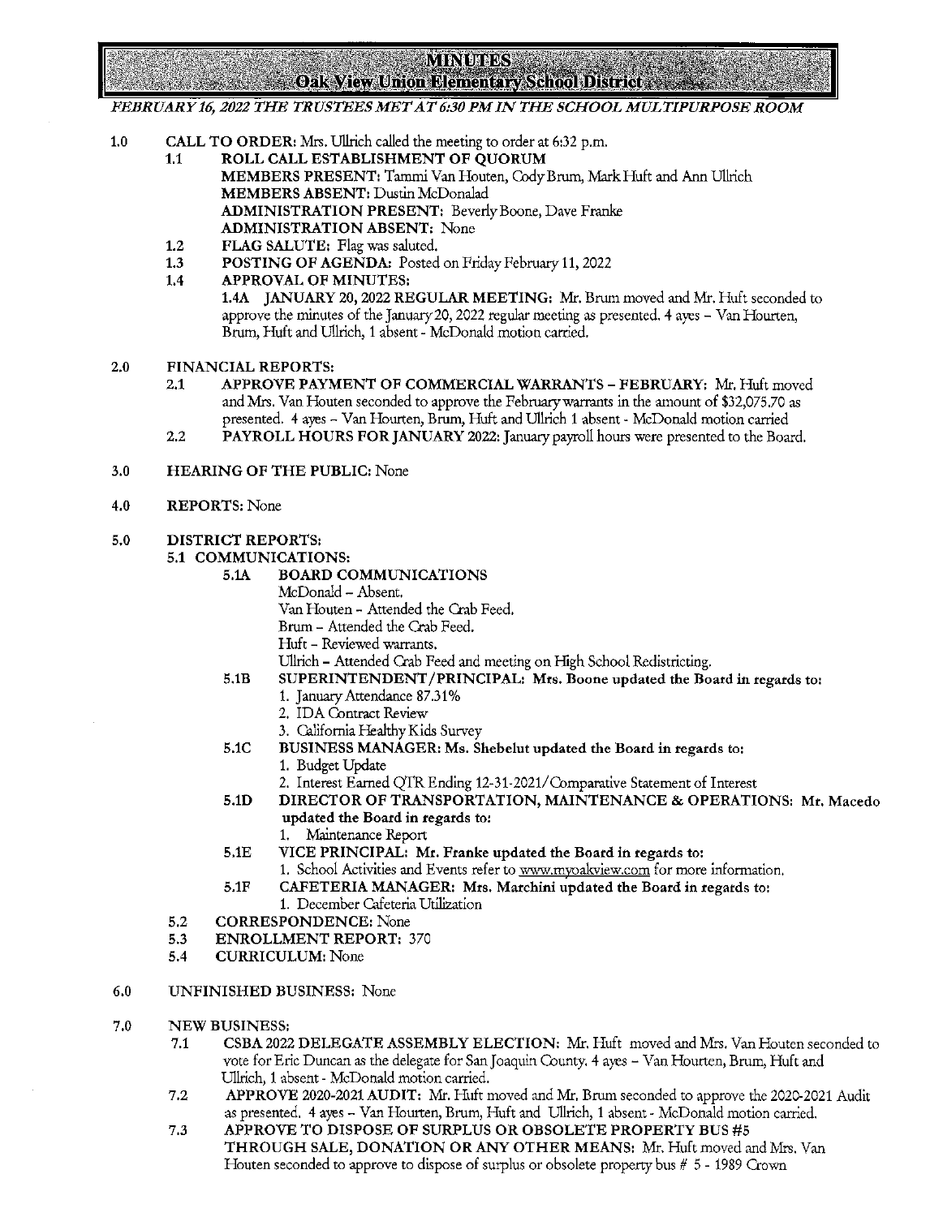# MINUTES
## Oak View Union Elementary School District

*FEBRUARY 16, 2022 THE TRUSTEES MET AT 6:30 PM IN THE SCHOOL MULTIPURPOSE ROOM*

1.0 **CALL TO ORDER:** Mrs. Ullrich called the meeting to order at 6:32 p.m.

   1.1 **ROLL CALL ESTABLISHMENT OF QUORUM**
   **MEMBERS PRESENT:** Tammi Van Houten, Cody Brum, Mark Huft and Ann Ullrich
   **MEMBERS ABSENT:** Dustin McDonalad
   **ADMINISTRATION PRESENT:** Beverly Boone, Dave Franke
   **ADMINISTRATION ABSENT:** None

   1.2 **FLAG SALUTE:** Flag was saluted.

   1.3 **POSTING OF AGENDA:** Posted on Friday February 11, 2022

   1.4 **APPROVAL OF MINUTES:**
   **1.4A JANUARY 20, 2022 REGULAR MEETING:** Mr. Brum moved and Mr. Huft seconded to approve the minutes of the January 20, 2022 regular meeting as presented. 4 ayes – Van Hourten, Brum, Huft and Ullrich, 1 absent - McDonald motion carried.

2.0 **FINANCIAL REPORTS:**

   2.1 **APPROVE PAYMENT OF COMMERCIAL WARRANTS – FEBRUARY:** Mr. Huft moved and Mrs. Van Houten seconded to approve the February warrants in the amount of $32,075.70 as presented. 4 ayes – Van Hourten, Brum, Huft and Ullrich 1 absent - McDonald motion carried

   2.2 **PAYROLL HOURS FOR JANUARY 2022:** January payroll hours were presented to the Board.

3.0 **HEARING OF THE PUBLIC:** None

4.0 **REPORTS:** None

5.0 **DISTRICT REPORTS:**

   **5.1 COMMUNICATIONS:**

   **5.1A BOARD COMMUNICATIONS**
   McDonald – Absent.
   Van Houten - Attended the Crab Feed.
   Brum – Attended the Crab Feed.
   Huft - Reviewed warrants.
   Ullrich – Attended Crab Feed and meeting on High School Redistricting.

   **5.1B SUPERINTENDENT/PRINCIPAL: Mrs. Boone updated the Board in regards to:**
   1. January Attendance 87.31%
   2. IDA Contract Review
   3. California Healthy Kids Survey

   **5.1C BUSINESS MANAGER: Ms. Shebelut updated the Board in regards to:**
   1. Budget Update
   2. Interest Earned QTR Ending 12-31-2021/Comparative Statement of Interest

   **5.1D DIRECTOR OF TRANSPORTATION, MAINTENANCE & OPERATIONS: Mr. Macedo updated the Board in regards to:**
   1. Maintenance Report

   **5.1E VICE PRINCIPAL: Mr. Franke updated the Board in regards to:**
   1. School Activities and Events refer to www.myoakview.com for more information.

   **5.1F CAFETERIA MANAGER: Mrs. Marchini updated the Board in regards to:**
   1. December Cafeteria Utilization

   5.2 **CORRESPONDENCE:** None

   5.3 **ENROLLMENT REPORT:** 370

   5.4 **CURRICULUM:** None

6.0 UNFINISHED BUSINESS: None

7.0 NEW BUSINESS:

   7.1 **CSBA 2022 DELEGATE ASSEMBLY ELECTION:** Mr. Huft moved and Mrs. Van Houten seconded to vote for Eric Duncan as the delegate for San Joaquin County. 4 ayes – Van Hourten, Brum, Huft and Ullrich, 1 absent - McDonald motion carried.

   7.2 **APPROVE 2020-2021 AUDIT:** Mr. Huft moved and Mr. Brum seconded to approve the 2020-2021 Audit as presented. 4 ayes – Van Hourten, Brum, Huft and Ullrich, 1 absent - McDonald motion carried.

   7.3 **APPROVE TO DISPOSE OF SURPLUS OR OBSOLETE PROPERTY BUS #5 THROUGH SALE, DONATION OR ANY OTHER MEANS:** Mr. Huft moved and Mrs. Van Houten seconded to approve to dispose of surplus or obsolete property bus # 5 - 1989 Crown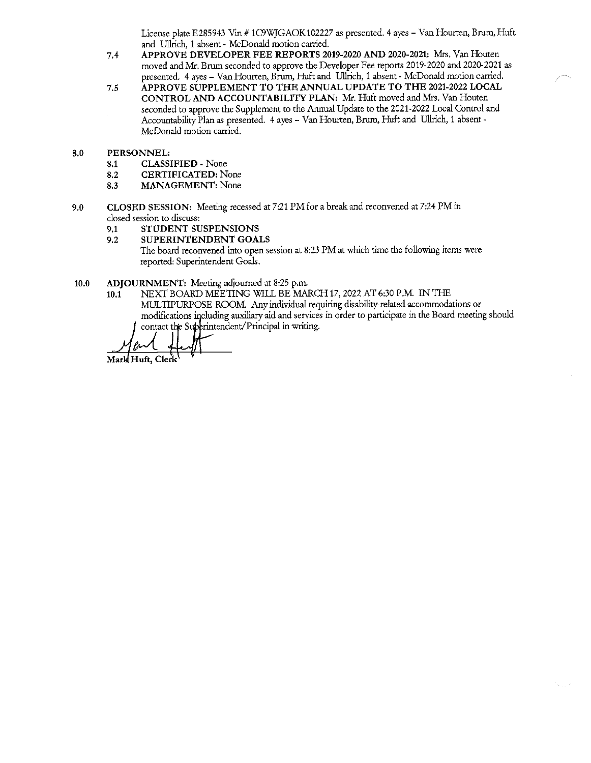License plate E285943 Vin # 1C9WJGAOK102227 as presented. 4 ayes – Van Hourten, Brum, Huft and Ullrich, 1 absent - McDonald motion carried.

7.4 **APPROVE DEVELOPER FEE REPORTS 2019-2020 AND 2020-2021:** Mrs. Van Houten moved and Mr. Brum seconded to approve the Developer Fee reports 2019-2020 and 2020-2021 as presented. 4 ayes – Van Hourten, Brum, Huft and Ullrich, 1 absent - McDonald motion carried.

7.5 **APPROVE SUPPLEMENT TO THE ANNUAL UPDATE TO THE 2021-2022 LOCAL CONTROL AND ACCOUNTABILITY PLAN:** Mr. Huft moved and Mrs. Van Houten seconded to approve the Supplement to the Annual Update to the 2021-2022 Local Control and Accountability Plan as presented. 4 ayes – Van Hourten, Brum, Huft and Ullrich, 1 absent - McDonald motion carried.

**8.0 PERSONNEL:**

8.1 **CLASSIFIED** - None

8.2 **CERTIFICATED:** None

8.3 **MANAGEMENT:** None

**9.0 CLOSED SESSION:** Meeting recessed at 7:21 PM for a break and reconvened at 7:24 PM in closed session to discuss:

9.1 **STUDENT SUSPENSIONS**

9.2 **SUPERINTENDENT GOALS**

The board reconvened into open session at 8:23 PM at which time the following items were reported: Superintendent Goals.

**10.0 ADJOURNMENT:** Meeting adjourned at 8:25 p.m.

10.1 NEXT BOARD MEETING WILL BE MARCH 17, 2022 AT 6:30 P.M. IN THE MULTIPURPOSE ROOM. Any individual requiring disability-related accommodations or modifications including auxiliary aid and services in order to participate in the Board meeting should contact the Superintendent/Principal in writing.

**Mark Huft, Clerk**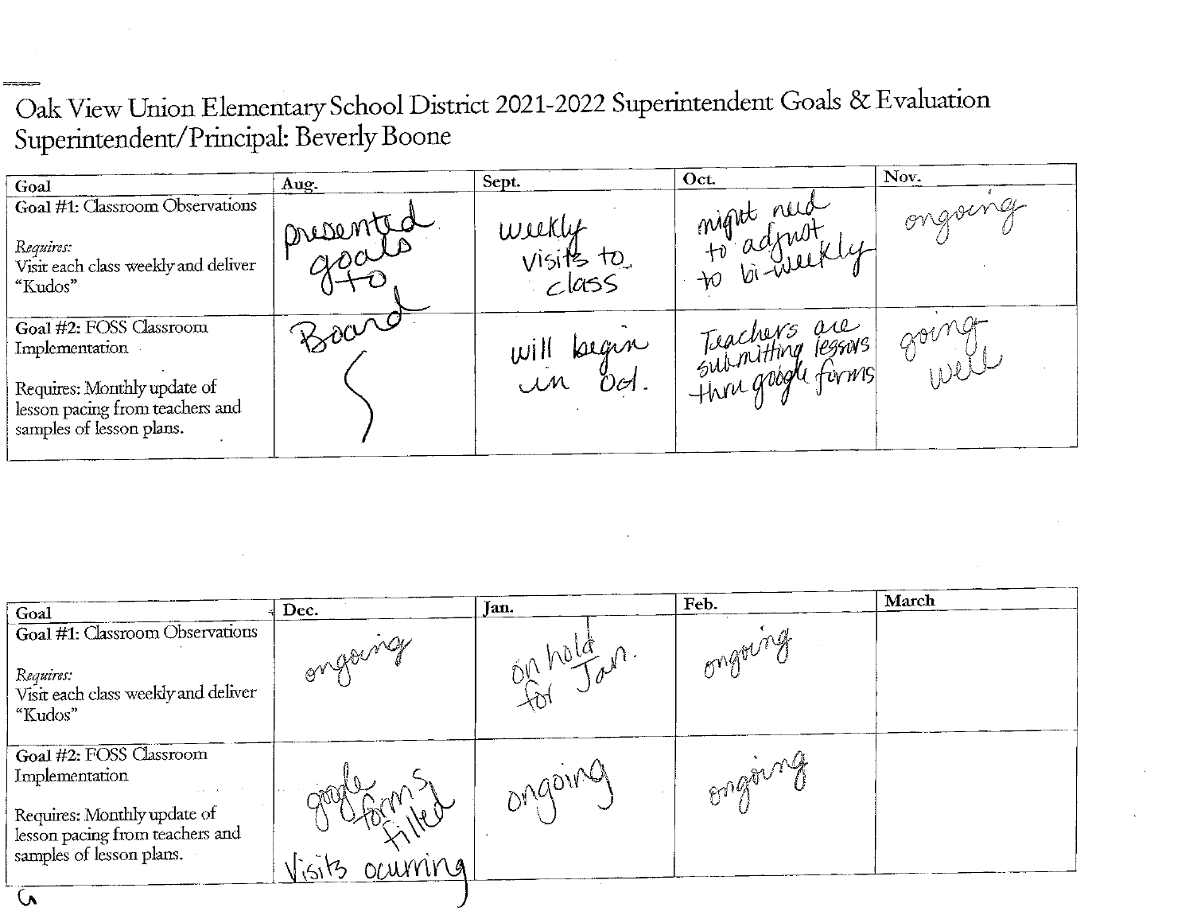# Oak View Union Elementary School District 2021-2022 Superintendent Goals & Evaluation

## Superintendent/Principal: Beverly Boone

| Goal | Aug. | Sept. | Oct. | Nov. |
|---|---|---|---|---|
| **Goal #1:** Classroom Observations<br><br>*Requires:*<br>Visit each class weekly and deliver "Kudos" | presented goals to Board | weekly visits to class | might need to adjust to bi-weekly | ongoing |
| **Goal #2:** FOSS Classroom Implementation<br><br>Requires: Monthly update of lesson pacing from teachers and samples of lesson plans. | | will begin in Oct. | Teachers are submitting lessons thru google forms | going well |

| Goal | Dec. | Jan. | Feb. | March |
|---|---|---|---|---|
| **Goal #1:** Classroom Observations<br><br>*Requires:*<br>Visit each class weekly and deliver "Kudos" | ongoing | on hold for Jan. | ongoing | |
| **Goal #2:** FOSS Classroom Implementation<br><br>Requires: Monthly update of lesson pacing from teachers and samples of lesson plans. | google forms filled<br>Visits occurring | ongoing | ongoing | |